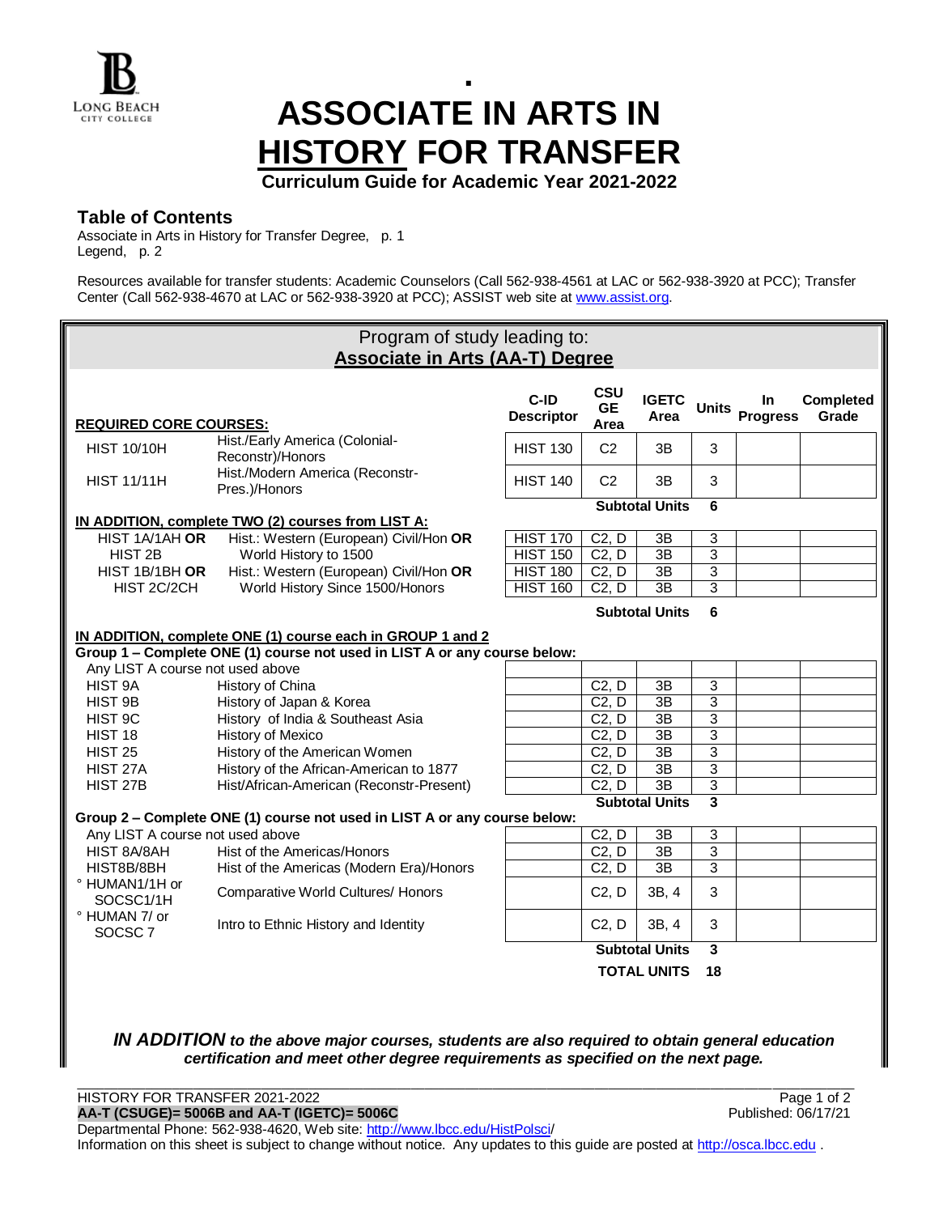# ASSOCIATE IN ARTS IN HISTORY FOR TRANSFER

**Curriculum Guide for Academic Year 2021-2022**

## Table of Contents

Associate in Arts in History for Transfer Degree, p. 1
Legend, p. 2

Resources available for transfer students: Academic Counselors (Call 562-938-4561 at LAC or 562-938-3920 at PCC); Transfer Center (Call 562-938-4670 at LAC or 562-938-3920 at PCC); ASSIST web site at www.assist.org.

## Program of study leading to: Associate in Arts (AA-T) Degree

| REQUIRED CORE COURSES: | | C-ID Descriptor | CSU GE Area | IGETC Area | Units | In Progress | Completed Grade |
|---|---|---|---|---|---|---|---|
| HIST 10/10H | Hist./Early America (Colonial-Reconstr)/Honors | HIST 130 | C2 | 3B | 3 | | |
| HIST 11/11H | Hist./Modern America (Reconstr-Pres.)/Honors | HIST 140 | C2 | 3B | 3 | | |
| | | | **Subtotal Units** | | **6** | | |
| **IN ADDITION, complete TWO (2) courses from LIST A:** | | | | | | | |
| HIST 1A/1AH **OR** | Hist.: Western (European) Civil/Hon **OR** | HIST 170 | C2, D | 3B | 3 | | |
| HIST 2B | World History to 1500 | HIST 150 | C2, D | 3B | 3 | | |
| HIST 1B/1BH **OR** | Hist.: Western (European) Civil/Hon **OR** | HIST 180 | C2, D | 3B | 3 | | |
| HIST 2C/2CH | World History Since 1500/Honors | HIST 160 | C2, D | 3B | 3 | | |
| | | | **Subtotal Units** | | **6** | | |
| **IN ADDITION, complete ONE (1) course each in GROUP 1 and 2** | | | | | | | |
| **Group 1 – Complete ONE (1) course not used in LIST A or any course below:** | | | | | | | |
| Any LIST A course not used above | | | | | | | |
| HIST 9A | History of China | | C2, D | 3B | 3 | | |
| HIST 9B | History of Japan & Korea | | C2, D | 3B | 3 | | |
| HIST 9C | History of India & Southeast Asia | | C2, D | 3B | 3 | | |
| HIST 18 | History of Mexico | | C2, D | 3B | 3 | | |
| HIST 25 | History of the American Women | | C2, D | 3B | 3 | | |
| HIST 27A | History of the African-American to 1877 | | C2, D | 3B | 3 | | |
| HIST 27B | Hist/African-American (Reconstr-Present) | | C2, D | 3B | 3 | | |
| | | | **Subtotal Units** | | **3** | | |
| **Group 2 – Complete ONE (1) course not used in LIST A or any course below:** | | | | | | | |
| Any LIST A course not used above | | | C2, D | 3B | 3 | | |
| HIST 8A/8AH | Hist of the Americas/Honors | | C2, D | 3B | 3 | | |
| HIST8B/8BH | Hist of the Americas (Modern Era)/Honors | | C2, D | 3B | 3 | | |
| ° HUMAN1/1H or SOCSC1/1H | Comparative World Cultures/ Honors | | C2, D | 3B, 4 | 3 | | |
| ° HUMAN 7/ or SOCSC 7 | Intro to Ethnic History and Identity | | C2, D | 3B, 4 | 3 | | |
| | | | **Subtotal Units** | | **3** | | |
| | | | **TOTAL UNITS** | | **18** | | |

***IN ADDITION** to the above major courses, students are also required to obtain general education certification and meet other degree requirements as specified on the next page.*

HISTORY FOR TRANSFER 2021-2022
**AA-T (CSUGE)= 5006B and AA-T (IGETC)= 5006C**
Published: 06/17/21
Departmental Phone: 562-938-4620, Web site: http://www.lbcc.edu/HistPolsci/
Information on this sheet is subject to change without notice. Any updates to this guide are posted at http://osca.lbcc.edu .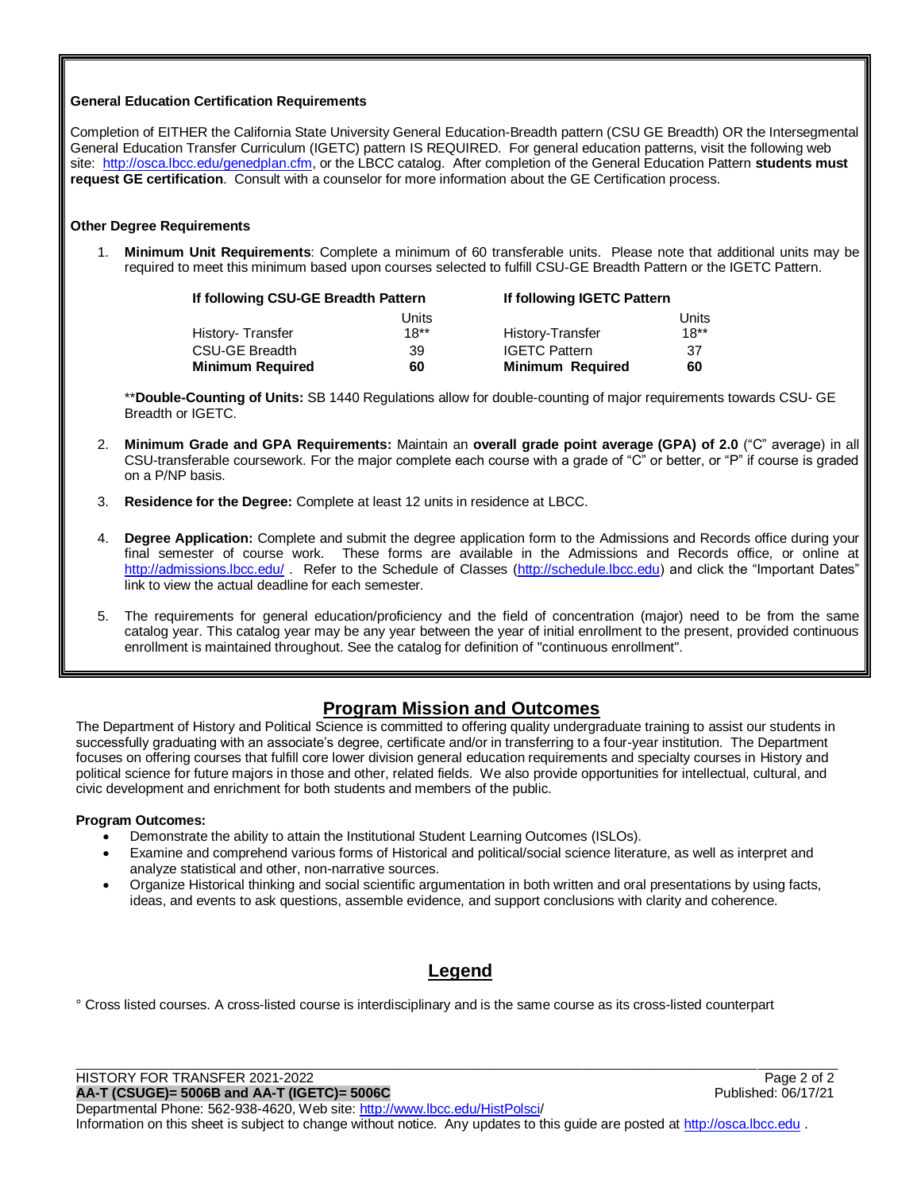**General Education Certification Requirements**

Completion of EITHER the California State University General Education-Breadth pattern (CSU GE Breadth) OR the Intersegmental General Education Transfer Curriculum (IGETC) pattern IS REQUIRED. For general education patterns, visit the following web site: http://osca.lbcc.edu/genedplan.cfm, or the LBCC catalog. After completion of the General Education Pattern **students must request GE certification**. Consult with a counselor for more information about the GE Certification process.

**Other Degree Requirements**

1. **Minimum Unit Requirements**: Complete a minimum of 60 transferable units. Please note that additional units may be required to meet this minimum based upon courses selected to fulfill CSU-GE Breadth Pattern or the IGETC Pattern.

| If following CSU-GE Breadth Pattern | | If following IGETC Pattern | |
|---|---|---|---|
| | Units | | Units |
| History- Transfer | 18** | History-Transfer | 18** |
| CSU-GE Breadth | 39 | IGETC Pattern | 37 |
| **Minimum Required** | **60** | **Minimum Required** | **60** |

**\*\*Double-Counting of Units:** SB 1440 Regulations allow for double-counting of major requirements towards CSU- GE Breadth or IGETC.

2. **Minimum Grade and GPA Requirements:** Maintain an **overall grade point average (GPA) of 2.0** ("C" average) in all CSU-transferable coursework. For the major complete each course with a grade of "C" or better, or "P" if course is graded on a P/NP basis.

3. **Residence for the Degree:** Complete at least 12 units in residence at LBCC.

4. **Degree Application:** Complete and submit the degree application form to the Admissions and Records office during your final semester of course work. These forms are available in the Admissions and Records office, or online at http://admissions.lbcc.edu/ . Refer to the Schedule of Classes (http://schedule.lbcc.edu) and click the "Important Dates" link to view the actual deadline for each semester.

5. The requirements for general education/proficiency and the field of concentration (major) need to be from the same catalog year. This catalog year may be any year between the year of initial enrollment to the present, provided continuous enrollment is maintained throughout. See the catalog for definition of "continuous enrollment".

## Program Mission and Outcomes

The Department of History and Political Science is committed to offering quality undergraduate training to assist our students in successfully graduating with an associate's degree, certificate and/or in transferring to a four-year institution. The Department focuses on offering courses that fulfill core lower division general education requirements and specialty courses in History and political science for future majors in those and other, related fields. We also provide opportunities for intellectual, cultural, and civic development and enrichment for both students and members of the public.

**Program Outcomes:**

- Demonstrate the ability to attain the Institutional Student Learning Outcomes (ISLOs).
- Examine and comprehend various forms of Historical and political/social science literature, as well as interpret and analyze statistical and other, non-narrative sources.
- Organize Historical thinking and social scientific argumentation in both written and oral presentations by using facts, ideas, and events to ask questions, assemble evidence, and support conclusions with clarity and coherence.

## Legend

° Cross listed courses. A cross-listed course is interdisciplinary and is the same course as its cross-listed counterpart

HISTORY FOR TRANSFER 2021-2022
**AA-T (CSUGE)= 5006B and AA-T (IGETC)= 5006C** Published: 06/17/21
Departmental Phone: 562-938-4620, Web site: http://www.lbcc.edu/HistPolsci/
Information on this sheet is subject to change without notice. Any updates to this guide are posted at http://osca.lbcc.edu .